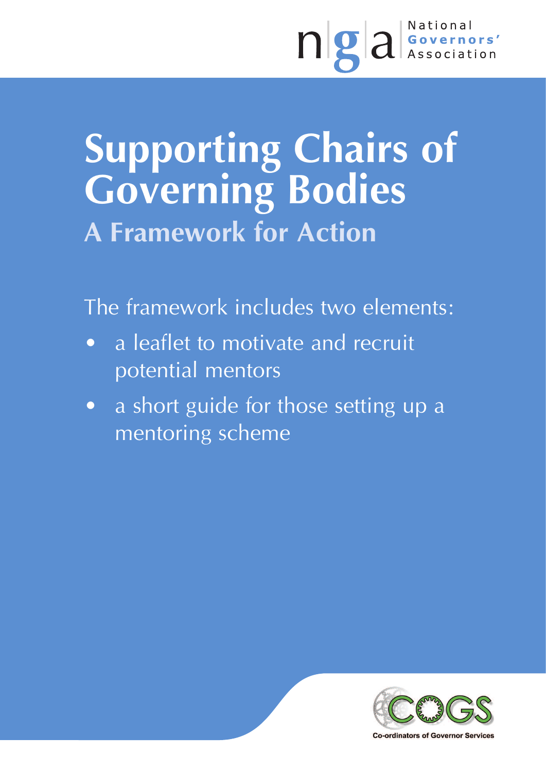National Governors' Association

# Supporting Chairs of Governing Bodies

## A Framework for Action

The framework includes two elements:

- a leaflet to motivate and recruit potential mentors
- a short guide for those setting up a mentoring scheme

COGS

Co-ordinators of Governor Services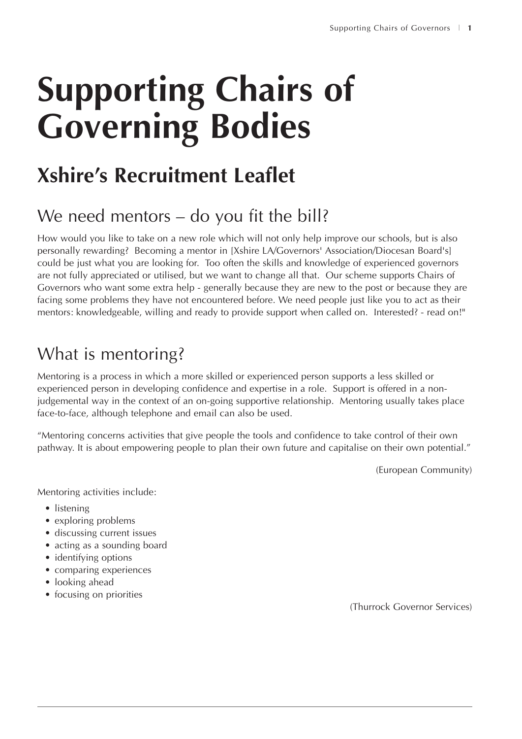# Supporting Chairs of Governing Bodies

## Xshire's Recruitment Leaflet

### We need mentors – do you fit the bill?

How would you like to take on a new role which will not only help improve our schools, but is also personally rewarding? Becoming a mentor in [Xshire LA/Governors' Association/Diocesan Board's] could be just what you are looking for. Too often the skills and knowledge of experienced governors are not fully appreciated or utilised, but we want to change all that. Our scheme supports Chairs of Governors who want some extra help - generally because they are new to the post or because they are facing some problems they have not encountered before. We need people just like you to act as their mentors: knowledgeable, willing and ready to provide support when called on. Interested? - read on!"

### What is mentoring?

Mentoring is a process in which a more skilled or experienced person supports a less skilled or experienced person in developing confidence and expertise in a role. Support is offered in a non-judgemental way in the context of an on-going supportive relationship. Mentoring usually takes place face-to-face, although telephone and email can also be used.

"Mentoring concerns activities that give people the tools and confidence to take control of their own pathway. It is about empowering people to plan their own future and capitalise on their own potential."

(European Community)

Mentoring activities include:

- listening
- exploring problems
- discussing current issues
- acting as a sounding board
- identifying options
- comparing experiences
- looking ahead
- focusing on priorities

(Thurrock Governor Services)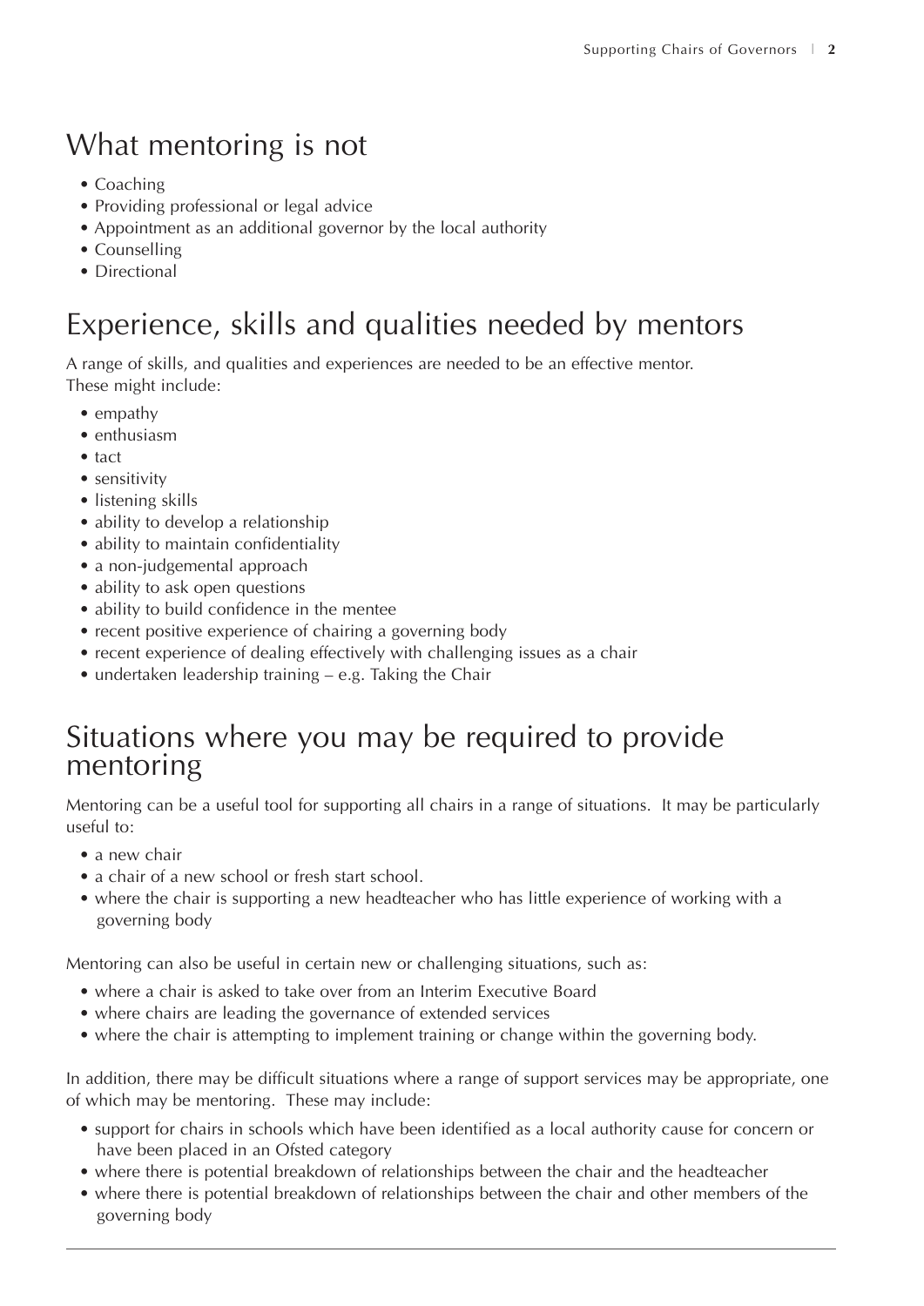## What mentoring is not

- Coaching
- Providing professional or legal advice
- Appointment as an additional governor by the local authority
- Counselling
- Directional

## Experience, skills and qualities needed by mentors

A range of skills, and qualities and experiences are needed to be an effective mentor. These might include:

- empathy
- enthusiasm
- tact
- sensitivity
- listening skills
- ability to develop a relationship
- ability to maintain confidentiality
- a non-judgemental approach
- ability to ask open questions
- ability to build confidence in the mentee
- recent positive experience of chairing a governing body
- recent experience of dealing effectively with challenging issues as a chair
- undertaken leadership training – e.g. Taking the Chair

## Situations where you may be required to provide mentoring

Mentoring can be a useful tool for supporting all chairs in a range of situations. It may be particularly useful to:

- a new chair
- a chair of a new school or fresh start school.
- where the chair is supporting a new headteacher who has little experience of working with a governing body

Mentoring can also be useful in certain new or challenging situations, such as:

- where a chair is asked to take over from an Interim Executive Board
- where chairs are leading the governance of extended services
- where the chair is attempting to implement training or change within the governing body.

In addition, there may be difficult situations where a range of support services may be appropriate, one of which may be mentoring. These may include:

- support for chairs in schools which have been identified as a local authority cause for concern or have been placed in an Ofsted category
- where there is potential breakdown of relationships between the chair and the headteacher
- where there is potential breakdown of relationships between the chair and other members of the governing body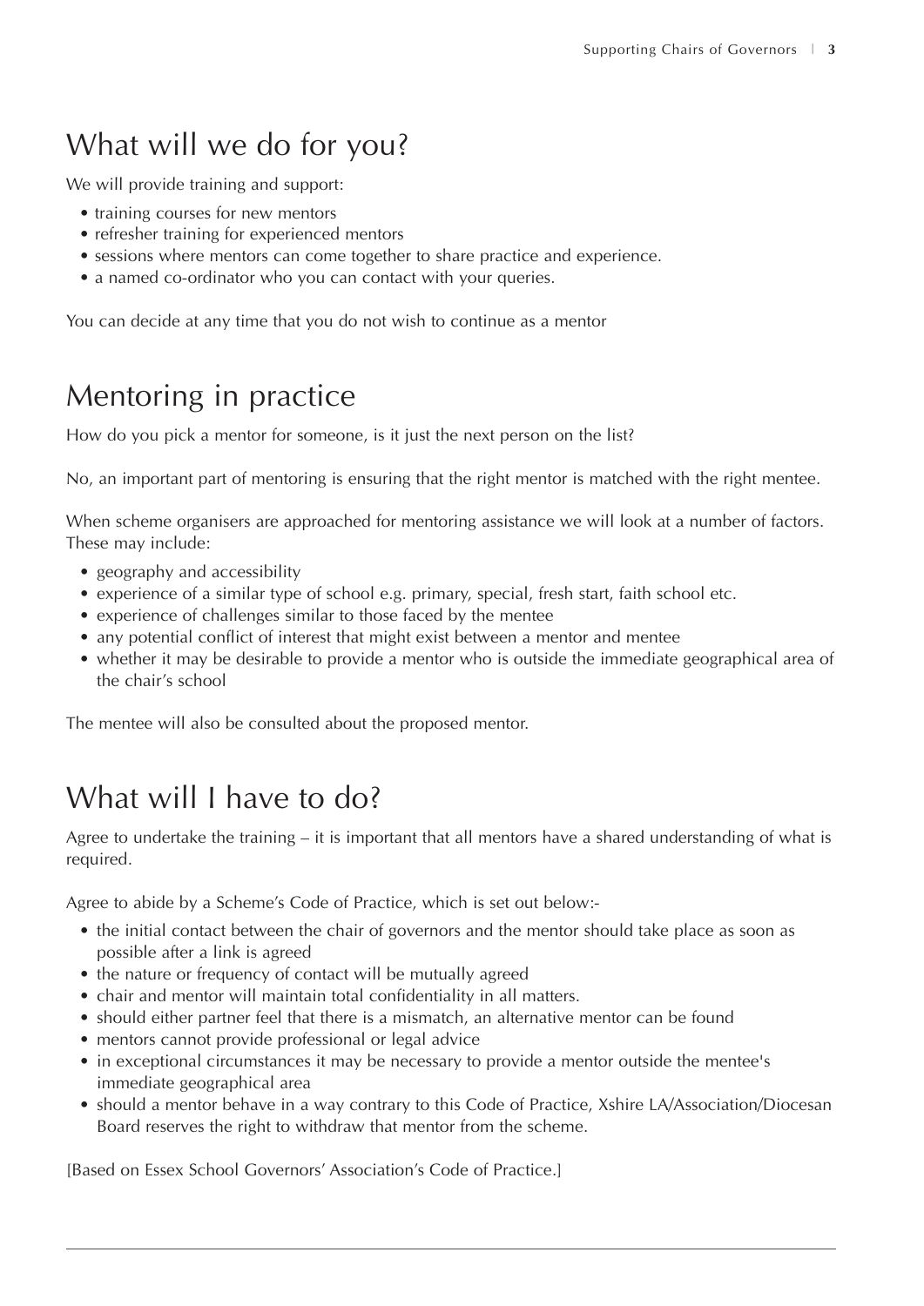## What will we do for you?

We will provide training and support:

- training courses for new mentors
- refresher training for experienced mentors
- sessions where mentors can come together to share practice and experience.
- a named co-ordinator who you can contact with your queries.

You can decide at any time that you do not wish to continue as a mentor

## Mentoring in practice

How do you pick a mentor for someone, is it just the next person on the list?

No, an important part of mentoring is ensuring that the right mentor is matched with the right mentee.

When scheme organisers are approached for mentoring assistance we will look at a number of factors. These may include:

- geography and accessibility
- experience of a similar type of school e.g. primary, special, fresh start, faith school etc.
- experience of challenges similar to those faced by the mentee
- any potential conflict of interest that might exist between a mentor and mentee
- whether it may be desirable to provide a mentor who is outside the immediate geographical area of the chair's school

The mentee will also be consulted about the proposed mentor.

## What will I have to do?

Agree to undertake the training – it is important that all mentors have a shared understanding of what is required.

Agree to abide by a Scheme's Code of Practice, which is set out below:-

- the initial contact between the chair of governors and the mentor should take place as soon as possible after a link is agreed
- the nature or frequency of contact will be mutually agreed
- chair and mentor will maintain total confidentiality in all matters.
- should either partner feel that there is a mismatch, an alternative mentor can be found
- mentors cannot provide professional or legal advice
- in exceptional circumstances it may be necessary to provide a mentor outside the mentee's immediate geographical area
- should a mentor behave in a way contrary to this Code of Practice, Xshire LA/Association/Diocesan Board reserves the right to withdraw that mentor from the scheme.

[Based on Essex School Governors' Association's Code of Practice.]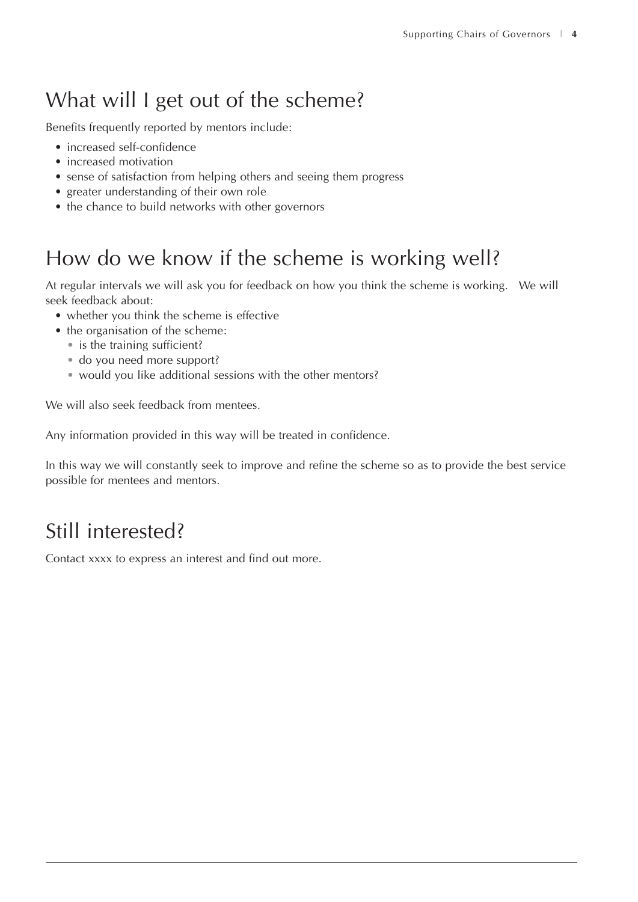## What will I get out of the scheme?

Benefits frequently reported by mentors include:

- increased self-confidence
- increased motivation
- sense of satisfaction from helping others and seeing them progress
- greater understanding of their own role
- the chance to build networks with other governors

## How do we know if the scheme is working well?

At regular intervals we will ask you for feedback on how you think the scheme is working. We will seek feedback about:

- whether you think the scheme is effective
- the organisation of the scheme:
  - is the training sufficient?
  - do you need more support?
  - would you like additional sessions with the other mentors?

We will also seek feedback from mentees.

Any information provided in this way will be treated in confidence.

In this way we will constantly seek to improve and refine the scheme so as to provide the best service possible for mentees and mentors.

## Still interested?

Contact xxxx to express an interest and find out more.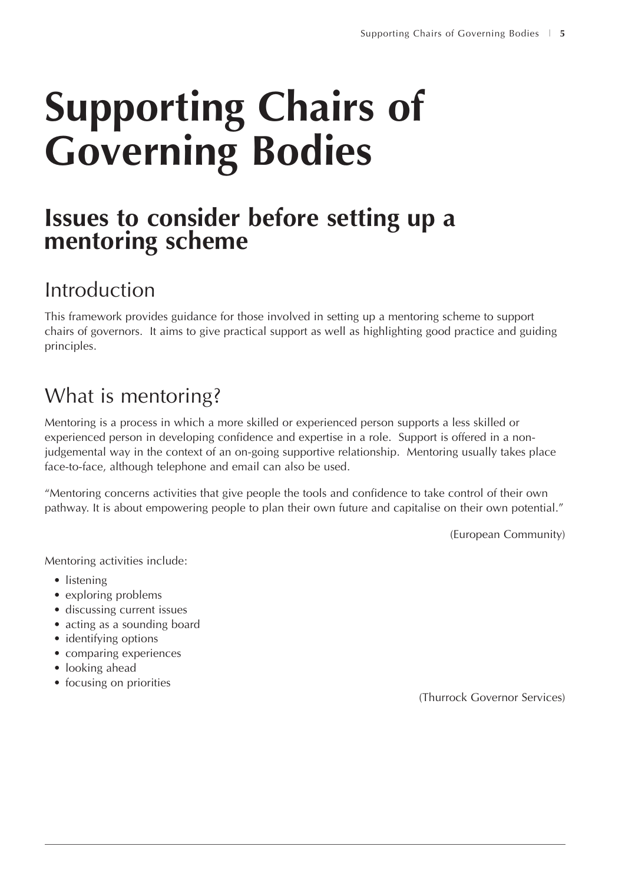# Supporting Chairs of Governing Bodies

## Issues to consider before setting up a mentoring scheme

### Introduction

This framework provides guidance for those involved in setting up a mentoring scheme to support chairs of governors. It aims to give practical support as well as highlighting good practice and guiding principles.

### What is mentoring?

Mentoring is a process in which a more skilled or experienced person supports a less skilled or experienced person in developing confidence and expertise in a role. Support is offered in a non-judgemental way in the context of an on-going supportive relationship. Mentoring usually takes place face-to-face, although telephone and email can also be used.

"Mentoring concerns activities that give people the tools and confidence to take control of their own pathway. It is about empowering people to plan their own future and capitalise on their own potential."

(European Community)

Mentoring activities include:

- listening
- exploring problems
- discussing current issues
- acting as a sounding board
- identifying options
- comparing experiences
- looking ahead
- focusing on priorities

(Thurrock Governor Services)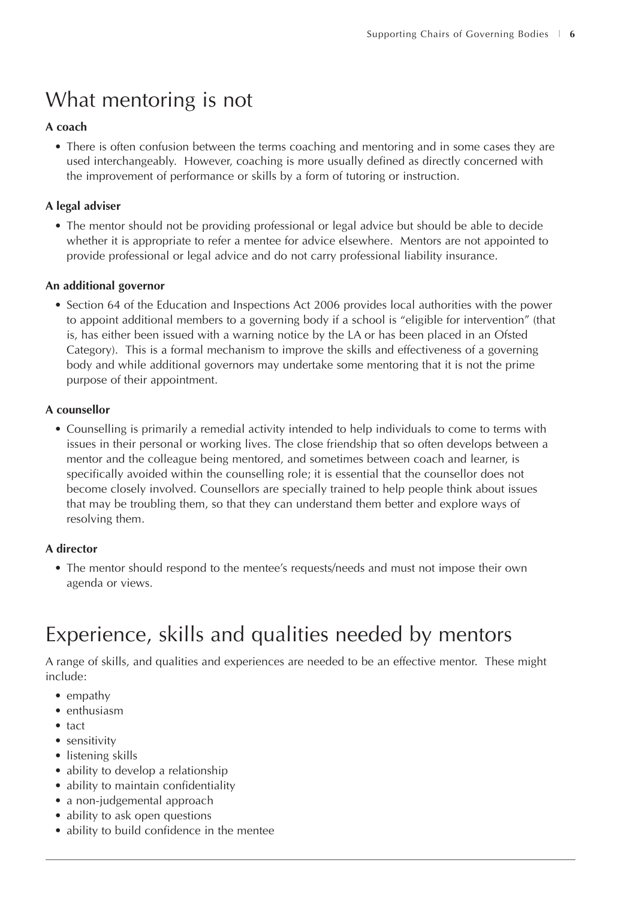## What mentoring is not

**A coach**

- There is often confusion between the terms coaching and mentoring and in some cases they are used interchangeably. However, coaching is more usually defined as directly concerned with the improvement of performance or skills by a form of tutoring or instruction.

**A legal adviser**

- The mentor should not be providing professional or legal advice but should be able to decide whether it is appropriate to refer a mentee for advice elsewhere. Mentors are not appointed to provide professional or legal advice and do not carry professional liability insurance.

**An additional governor**

- Section 64 of the Education and Inspections Act 2006 provides local authorities with the power to appoint additional members to a governing body if a school is "eligible for intervention" (that is, has either been issued with a warning notice by the LA or has been placed in an Ofsted Category). This is a formal mechanism to improve the skills and effectiveness of a governing body and while additional governors may undertake some mentoring that it is not the prime purpose of their appointment.

**A counsellor**

- Counselling is primarily a remedial activity intended to help individuals to come to terms with issues in their personal or working lives. The close friendship that so often develops between a mentor and the colleague being mentored, and sometimes between coach and learner, is specifically avoided within the counselling role; it is essential that the counsellor does not become closely involved. Counsellors are specially trained to help people think about issues that may be troubling them, so that they can understand them better and explore ways of resolving them.

**A director**

- The mentor should respond to the mentee's requests/needs and must not impose their own agenda or views.

## Experience, skills and qualities needed by mentors

A range of skills, and qualities and experiences are needed to be an effective mentor. These might include:

- empathy
- enthusiasm
- tact
- sensitivity
- listening skills
- ability to develop a relationship
- ability to maintain confidentiality
- a non-judgemental approach
- ability to ask open questions
- ability to build confidence in the mentee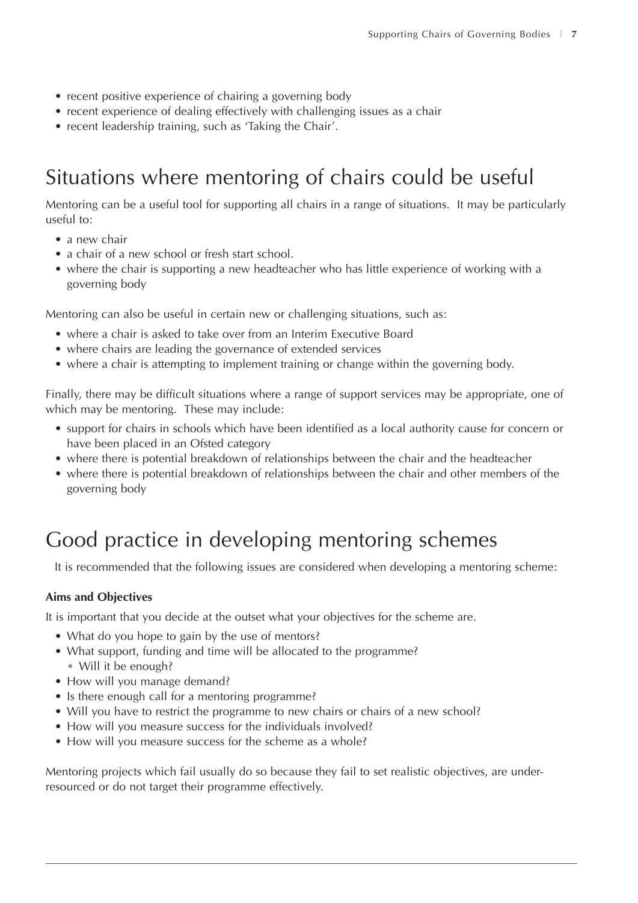- recent positive experience of chairing a governing body
- recent experience of dealing effectively with challenging issues as a chair
- recent leadership training, such as 'Taking the Chair'.

## Situations where mentoring of chairs could be useful

Mentoring can be a useful tool for supporting all chairs in a range of situations. It may be particularly useful to:

- a new chair
- a chair of a new school or fresh start school.
- where the chair is supporting a new headteacher who has little experience of working with a governing body

Mentoring can also be useful in certain new or challenging situations, such as:

- where a chair is asked to take over from an Interim Executive Board
- where chairs are leading the governance of extended services
- where a chair is attempting to implement training or change within the governing body.

Finally, there may be difficult situations where a range of support services may be appropriate, one of which may be mentoring. These may include:

- support for chairs in schools which have been identified as a local authority cause for concern or have been placed in an Ofsted category
- where there is potential breakdown of relationships between the chair and the headteacher
- where there is potential breakdown of relationships between the chair and other members of the governing body

## Good practice in developing mentoring schemes

It is recommended that the following issues are considered when developing a mentoring scheme:

**Aims and Objectives**

It is important that you decide at the outset what your objectives for the scheme are.

- What do you hope to gain by the use of mentors?
- What support, funding and time will be allocated to the programme?
  - Will it be enough?
- How will you manage demand?
- Is there enough call for a mentoring programme?
- Will you have to restrict the programme to new chairs or chairs of a new school?
- How will you measure success for the individuals involved?
- How will you measure success for the scheme as a whole?

Mentoring projects which fail usually do so because they fail to set realistic objectives, are under-resourced or do not target their programme effectively.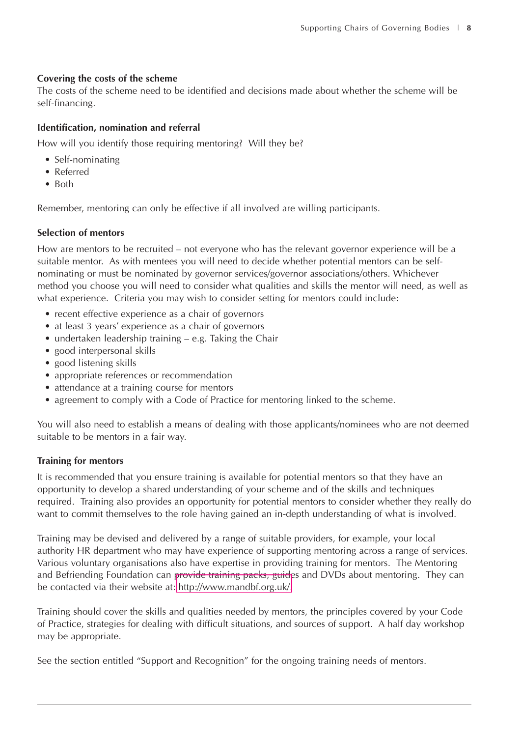### Covering the costs of the scheme

The costs of the scheme need to be identified and decisions made about whether the scheme will be self-financing.

### Identification, nomination and referral

How will you identify those requiring mentoring? Will they be?

- Self-nominating
- Referred
- Both

Remember, mentoring can only be effective if all involved are willing participants.

### Selection of mentors

How are mentors to be recruited – not everyone who has the relevant governor experience will be a suitable mentor. As with mentees you will need to decide whether potential mentors can be self-nominating or must be nominated by governor services/governor associations/others. Whichever method you choose you will need to consider what qualities and skills the mentor will need, as well as what experience. Criteria you may wish to consider setting for mentors could include:

- recent effective experience as a chair of governors
- at least 3 years' experience as a chair of governors
- undertaken leadership training – e.g. Taking the Chair
- good interpersonal skills
- good listening skills
- appropriate references or recommendation
- attendance at a training course for mentors
- agreement to comply with a Code of Practice for mentoring linked to the scheme.

You will also need to establish a means of dealing with those applicants/nominees who are not deemed suitable to be mentors in a fair way.

### Training for mentors

It is recommended that you ensure training is available for potential mentors so that they have an opportunity to develop a shared understanding of your scheme and of the skills and techniques required. Training also provides an opportunity for potential mentors to consider whether they really do want to commit themselves to the role having gained an in-depth understanding of what is involved.

Training may be devised and delivered by a range of suitable providers, for example, your local authority HR department who may have experience of supporting mentoring across a range of services. Various voluntary organisations also have expertise in providing training for mentors. The Mentoring and Befriending Foundation can provide training packs, guides and DVDs about mentoring. They can be contacted via their website at: http://www.mandbf.org.uk/.

Training should cover the skills and qualities needed by mentors, the principles covered by your Code of Practice, strategies for dealing with difficult situations, and sources of support. A half day workshop may be appropriate.

See the section entitled "Support and Recognition" for the ongoing training needs of mentors.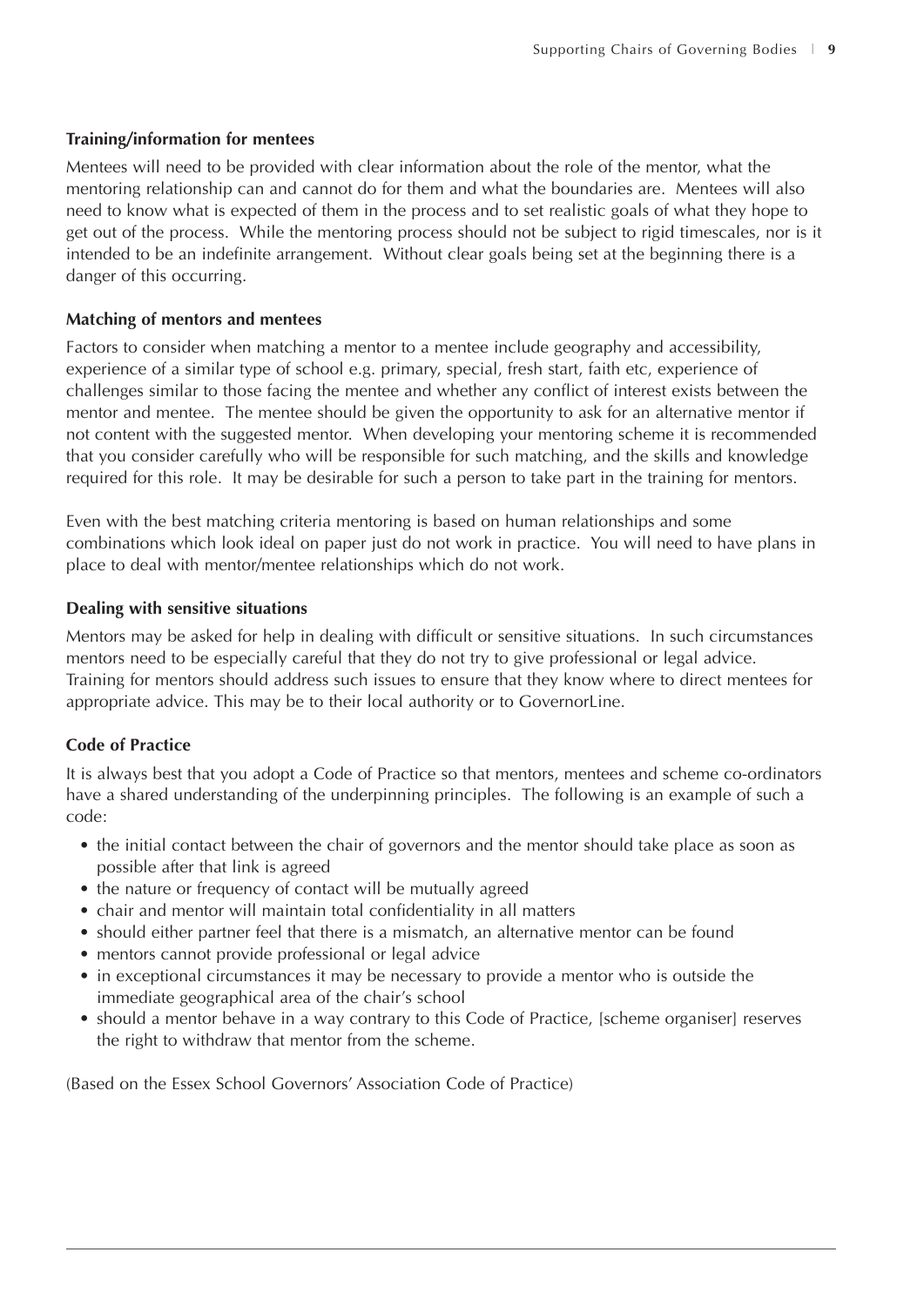**Training/information for mentees**

Mentees will need to be provided with clear information about the role of the mentor, what the mentoring relationship can and cannot do for them and what the boundaries are. Mentees will also need to know what is expected of them in the process and to set realistic goals of what they hope to get out of the process. While the mentoring process should not be subject to rigid timescales, nor is it intended to be an indefinite arrangement. Without clear goals being set at the beginning there is a danger of this occurring.

**Matching of mentors and mentees**

Factors to consider when matching a mentor to a mentee include geography and accessibility, experience of a similar type of school e.g. primary, special, fresh start, faith etc, experience of challenges similar to those facing the mentee and whether any conflict of interest exists between the mentor and mentee. The mentee should be given the opportunity to ask for an alternative mentor if not content with the suggested mentor. When developing your mentoring scheme it is recommended that you consider carefully who will be responsible for such matching, and the skills and knowledge required for this role. It may be desirable for such a person to take part in the training for mentors.

Even with the best matching criteria mentoring is based on human relationships and some combinations which look ideal on paper just do not work in practice. You will need to have plans in place to deal with mentor/mentee relationships which do not work.

**Dealing with sensitive situations**

Mentors may be asked for help in dealing with difficult or sensitive situations. In such circumstances mentors need to be especially careful that they do not try to give professional or legal advice. Training for mentors should address such issues to ensure that they know where to direct mentees for appropriate advice. This may be to their local authority or to GovernorLine.

**Code of Practice**

It is always best that you adopt a Code of Practice so that mentors, mentees and scheme co-ordinators have a shared understanding of the underpinning principles. The following is an example of such a code:

- the initial contact between the chair of governors and the mentor should take place as soon as possible after that link is agreed
- the nature or frequency of contact will be mutually agreed
- chair and mentor will maintain total confidentiality in all matters
- should either partner feel that there is a mismatch, an alternative mentor can be found
- mentors cannot provide professional or legal advice
- in exceptional circumstances it may be necessary to provide a mentor who is outside the immediate geographical area of the chair's school
- should a mentor behave in a way contrary to this Code of Practice, [scheme organiser] reserves the right to withdraw that mentor from the scheme.

(Based on the Essex School Governors' Association Code of Practice)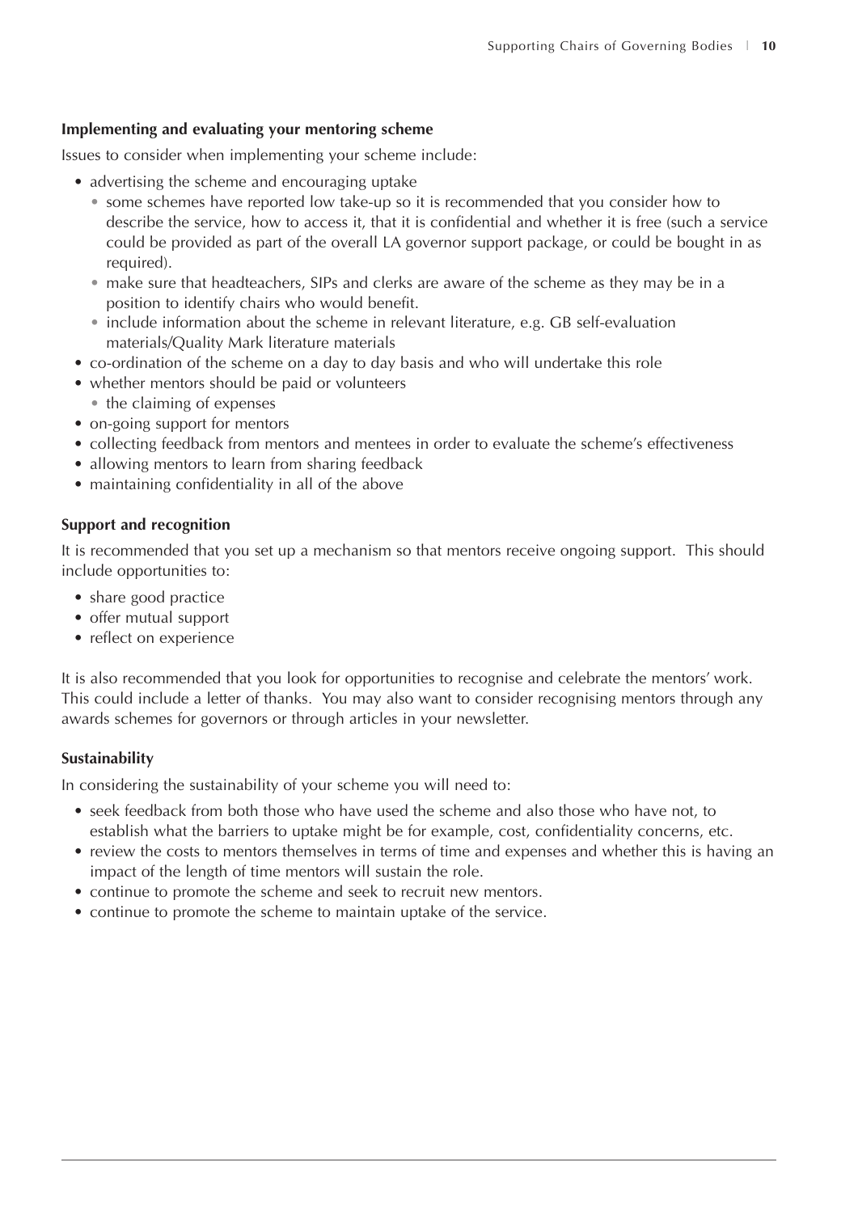**Implementing and evaluating your mentoring scheme**

Issues to consider when implementing your scheme include:

- advertising the scheme and encouraging uptake
  - some schemes have reported low take-up so it is recommended that you consider how to describe the service, how to access it, that it is confidential and whether it is free (such a service could be provided as part of the overall LA governor support package, or could be bought in as required).
  - make sure that headteachers, SIPs and clerks are aware of the scheme as they may be in a position to identify chairs who would benefit.
  - include information about the scheme in relevant literature, e.g. GB self-evaluation materials/Quality Mark literature materials
- co-ordination of the scheme on a day to day basis and who will undertake this role
- whether mentors should be paid or volunteers
  - the claiming of expenses
- on-going support for mentors
- collecting feedback from mentors and mentees in order to evaluate the scheme's effectiveness
- allowing mentors to learn from sharing feedback
- maintaining confidentiality in all of the above

**Support and recognition**

It is recommended that you set up a mechanism so that mentors receive ongoing support. This should include opportunities to:

- share good practice
- offer mutual support
- reflect on experience

It is also recommended that you look for opportunities to recognise and celebrate the mentors' work. This could include a letter of thanks. You may also want to consider recognising mentors through any awards schemes for governors or through articles in your newsletter.

**Sustainability**

In considering the sustainability of your scheme you will need to:

- seek feedback from both those who have used the scheme and also those who have not, to establish what the barriers to uptake might be for example, cost, confidentiality concerns, etc.
- review the costs to mentors themselves in terms of time and expenses and whether this is having an impact of the length of time mentors will sustain the role.
- continue to promote the scheme and seek to recruit new mentors.
- continue to promote the scheme to maintain uptake of the service.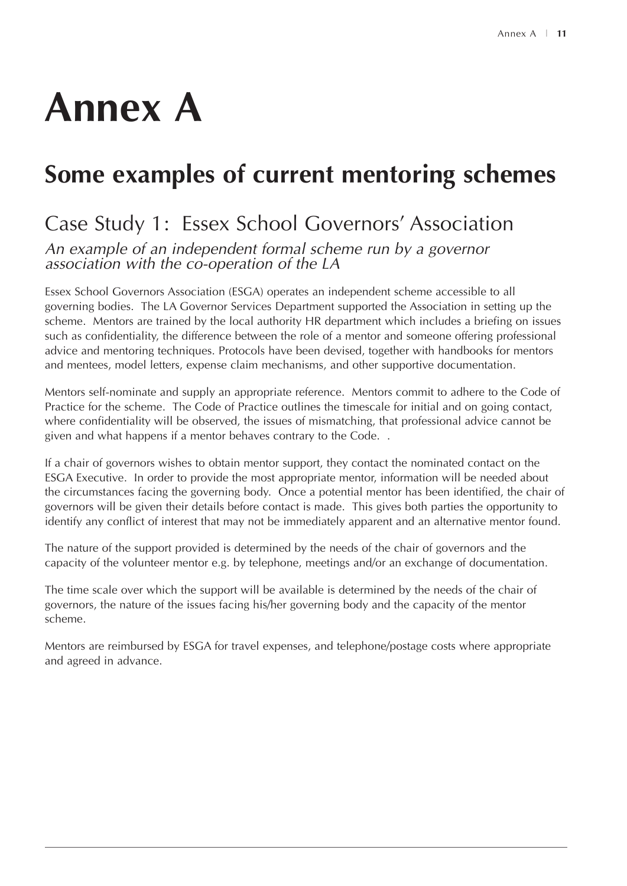# Annex A

## Some examples of current mentoring schemes

### Case Study 1: Essex School Governors' Association

*An example of an independent formal scheme run by a governor association with the co-operation of the LA*

Essex School Governors Association (ESGA) operates an independent scheme accessible to all governing bodies. The LA Governor Services Department supported the Association in setting up the scheme. Mentors are trained by the local authority HR department which includes a briefing on issues such as confidentiality, the difference between the role of a mentor and someone offering professional advice and mentoring techniques. Protocols have been devised, together with handbooks for mentors and mentees, model letters, expense claim mechanisms, and other supportive documentation.

Mentors self-nominate and supply an appropriate reference. Mentors commit to adhere to the Code of Practice for the scheme. The Code of Practice outlines the timescale for initial and on going contact, where confidentiality will be observed, the issues of mismatching, that professional advice cannot be given and what happens if a mentor behaves contrary to the Code. .

If a chair of governors wishes to obtain mentor support, they contact the nominated contact on the ESGA Executive. In order to provide the most appropriate mentor, information will be needed about the circumstances facing the governing body. Once a potential mentor has been identified, the chair of governors will be given their details before contact is made. This gives both parties the opportunity to identify any conflict of interest that may not be immediately apparent and an alternative mentor found.

The nature of the support provided is determined by the needs of the chair of governors and the capacity of the volunteer mentor e.g. by telephone, meetings and/or an exchange of documentation.

The time scale over which the support will be available is determined by the needs of the chair of governors, the nature of the issues facing his/her governing body and the capacity of the mentor scheme.

Mentors are reimbursed by ESGA for travel expenses, and telephone/postage costs where appropriate and agreed in advance.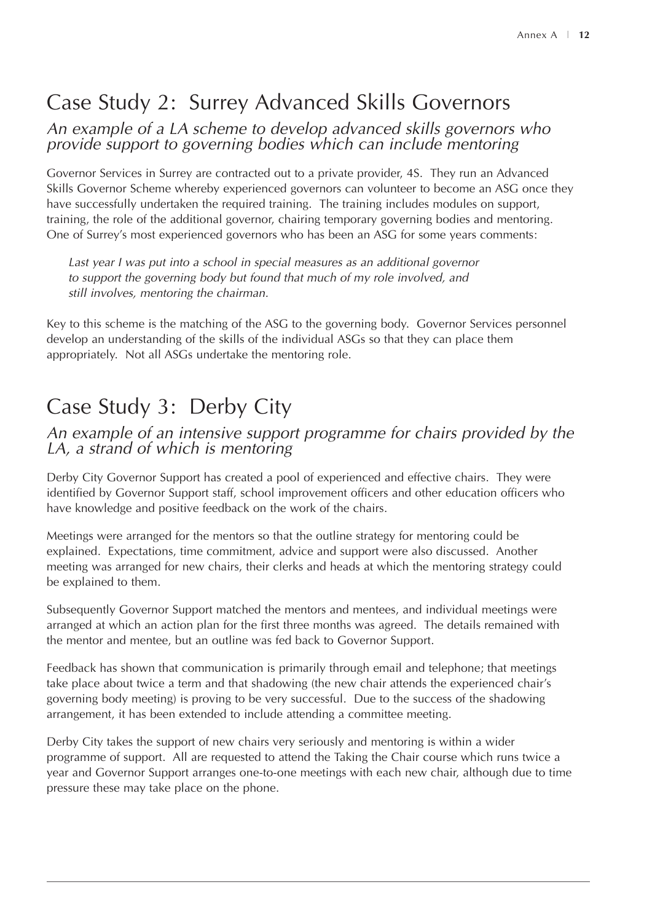## Case Study 2: Surrey Advanced Skills Governors

*An example of a LA scheme to develop advanced skills governors who provide support to governing bodies which can include mentoring*

Governor Services in Surrey are contracted out to a private provider, 4S. They run an Advanced Skills Governor Scheme whereby experienced governors can volunteer to become an ASG once they have successfully undertaken the required training. The training includes modules on support, training, the role of the additional governor, chairing temporary governing bodies and mentoring. One of Surrey's most experienced governors who has been an ASG for some years comments:

> *Last year I was put into a school in special measures as an additional governor to support the governing body but found that much of my role involved, and still involves, mentoring the chairman.*

Key to this scheme is the matching of the ASG to the governing body. Governor Services personnel develop an understanding of the skills of the individual ASGs so that they can place them appropriately. Not all ASGs undertake the mentoring role.

## Case Study 3: Derby City

*An example of an intensive support programme for chairs provided by the LA, a strand of which is mentoring*

Derby City Governor Support has created a pool of experienced and effective chairs. They were identified by Governor Support staff, school improvement officers and other education officers who have knowledge and positive feedback on the work of the chairs.

Meetings were arranged for the mentors so that the outline strategy for mentoring could be explained. Expectations, time commitment, advice and support were also discussed. Another meeting was arranged for new chairs, their clerks and heads at which the mentoring strategy could be explained to them.

Subsequently Governor Support matched the mentors and mentees, and individual meetings were arranged at which an action plan for the first three months was agreed. The details remained with the mentor and mentee, but an outline was fed back to Governor Support.

Feedback has shown that communication is primarily through email and telephone; that meetings take place about twice a term and that shadowing (the new chair attends the experienced chair's governing body meeting) is proving to be very successful. Due to the success of the shadowing arrangement, it has been extended to include attending a committee meeting.

Derby City takes the support of new chairs very seriously and mentoring is within a wider programme of support. All are requested to attend the Taking the Chair course which runs twice a year and Governor Support arranges one-to-one meetings with each new chair, although due to time pressure these may take place on the phone.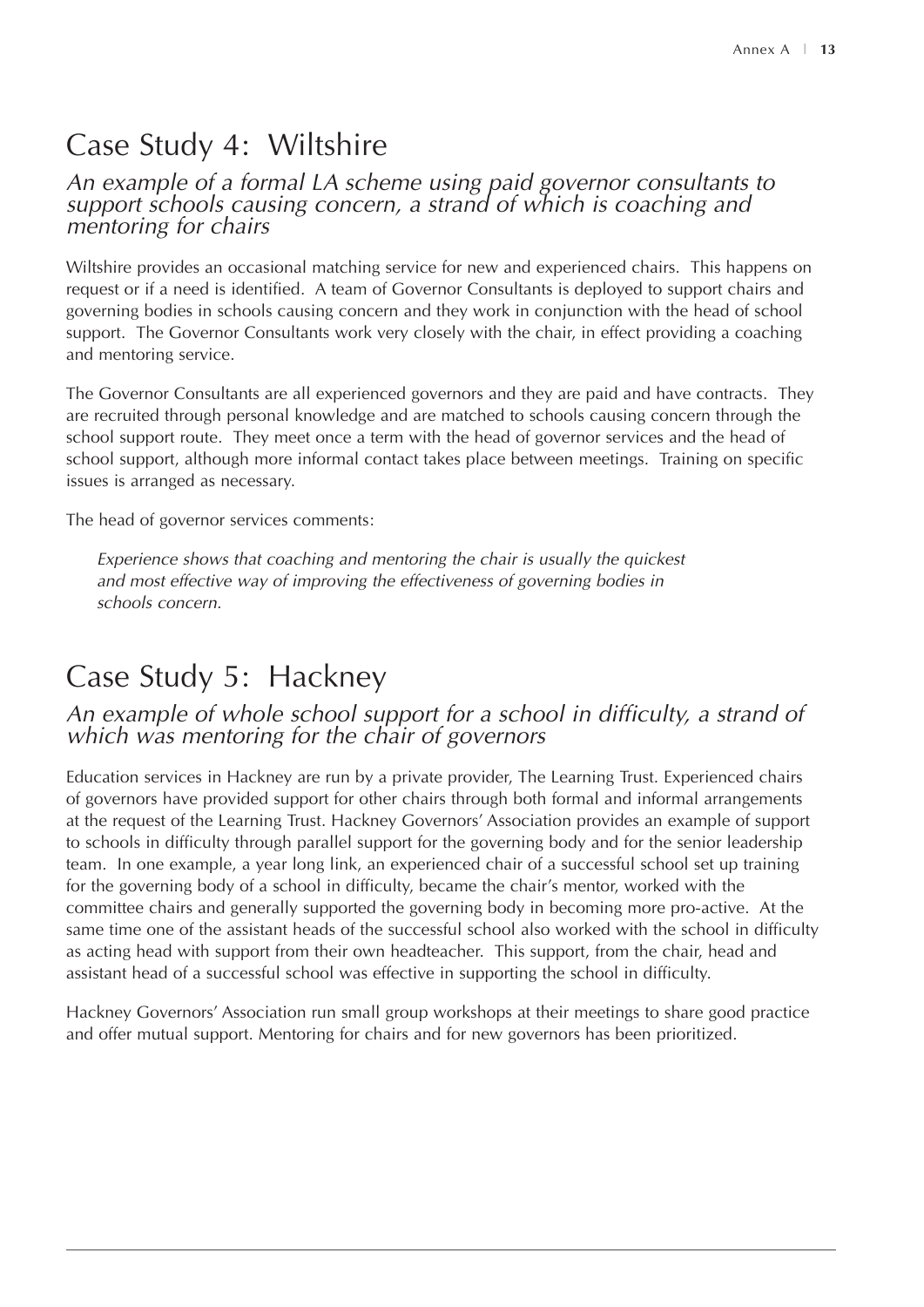## Case Study 4: Wiltshire

*An example of a formal LA scheme using paid governor consultants to support schools causing concern, a strand of which is coaching and mentoring for chairs*

Wiltshire provides an occasional matching service for new and experienced chairs. This happens on request or if a need is identified. A team of Governor Consultants is deployed to support chairs and governing bodies in schools causing concern and they work in conjunction with the head of school support. The Governor Consultants work very closely with the chair, in effect providing a coaching and mentoring service.

The Governor Consultants are all experienced governors and they are paid and have contracts. They are recruited through personal knowledge and are matched to schools causing concern through the school support route. They meet once a term with the head of governor services and the head of school support, although more informal contact takes place between meetings. Training on specific issues is arranged as necessary.

The head of governor services comments:

> *Experience shows that coaching and mentoring the chair is usually the quickest and most effective way of improving the effectiveness of governing bodies in schools concern.*

## Case Study 5: Hackney

*An example of whole school support for a school in difficulty, a strand of which was mentoring for the chair of governors*

Education services in Hackney are run by a private provider, The Learning Trust. Experienced chairs of governors have provided support for other chairs through both formal and informal arrangements at the request of the Learning Trust. Hackney Governors' Association provides an example of support to schools in difficulty through parallel support for the governing body and for the senior leadership team. In one example, a year long link, an experienced chair of a successful school set up training for the governing body of a school in difficulty, became the chair's mentor, worked with the committee chairs and generally supported the governing body in becoming more pro-active. At the same time one of the assistant heads of the successful school also worked with the school in difficulty as acting head with support from their own headteacher. This support, from the chair, head and assistant head of a successful school was effective in supporting the school in difficulty.

Hackney Governors' Association run small group workshops at their meetings to share good practice and offer mutual support. Mentoring for chairs and for new governors has been prioritized.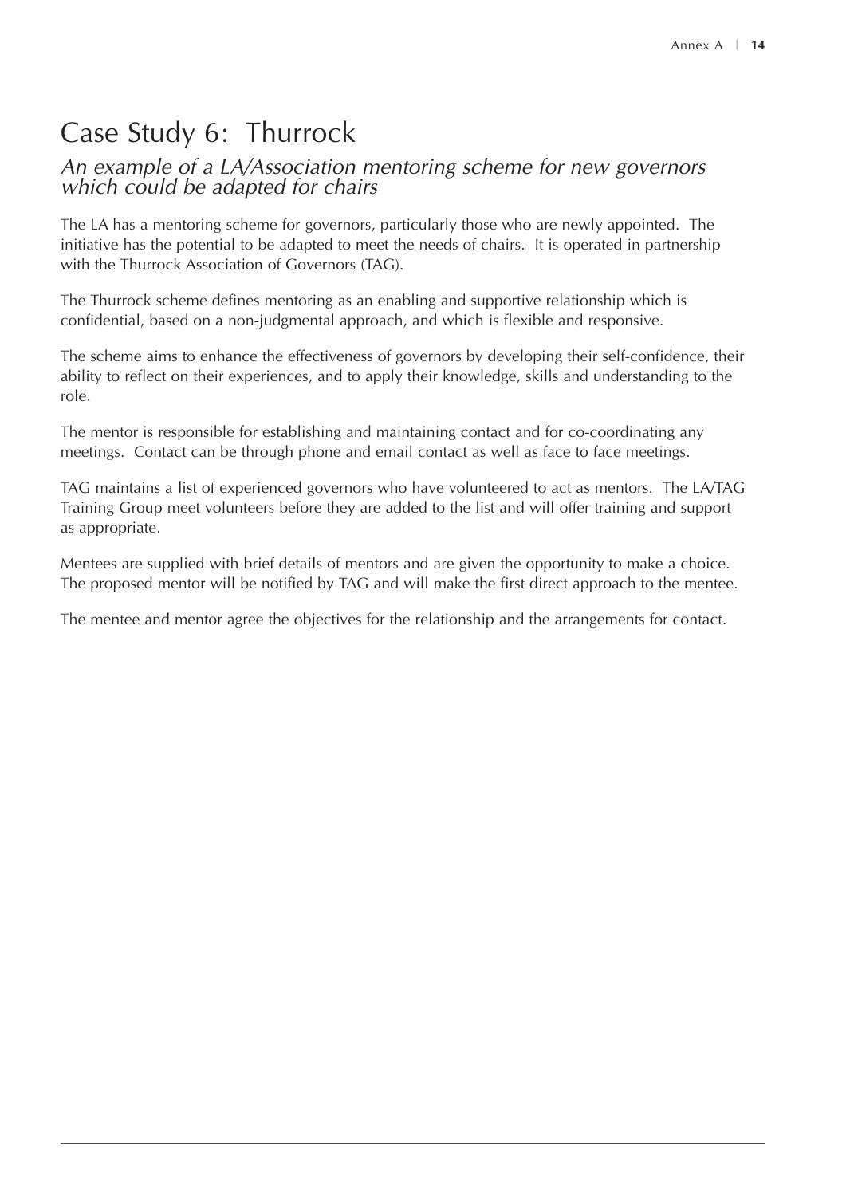# Case Study 6: Thurrock

## *An example of a LA/Association mentoring scheme for new governors which could be adapted for chairs*

The LA has a mentoring scheme for governors, particularly those who are newly appointed. The initiative has the potential to be adapted to meet the needs of chairs. It is operated in partnership with the Thurrock Association of Governors (TAG).

The Thurrock scheme defines mentoring as an enabling and supportive relationship which is confidential, based on a non-judgmental approach, and which is flexible and responsive.

The scheme aims to enhance the effectiveness of governors by developing their self-confidence, their ability to reflect on their experiences, and to apply their knowledge, skills and understanding to the role.

The mentor is responsible for establishing and maintaining contact and for co-coordinating any meetings. Contact can be through phone and email contact as well as face to face meetings.

TAG maintains a list of experienced governors who have volunteered to act as mentors. The LA/TAG Training Group meet volunteers before they are added to the list and will offer training and support as appropriate.

Mentees are supplied with brief details of mentors and are given the opportunity to make a choice. The proposed mentor will be notified by TAG and will make the first direct approach to the mentee.

The mentee and mentor agree the objectives for the relationship and the arrangements for contact.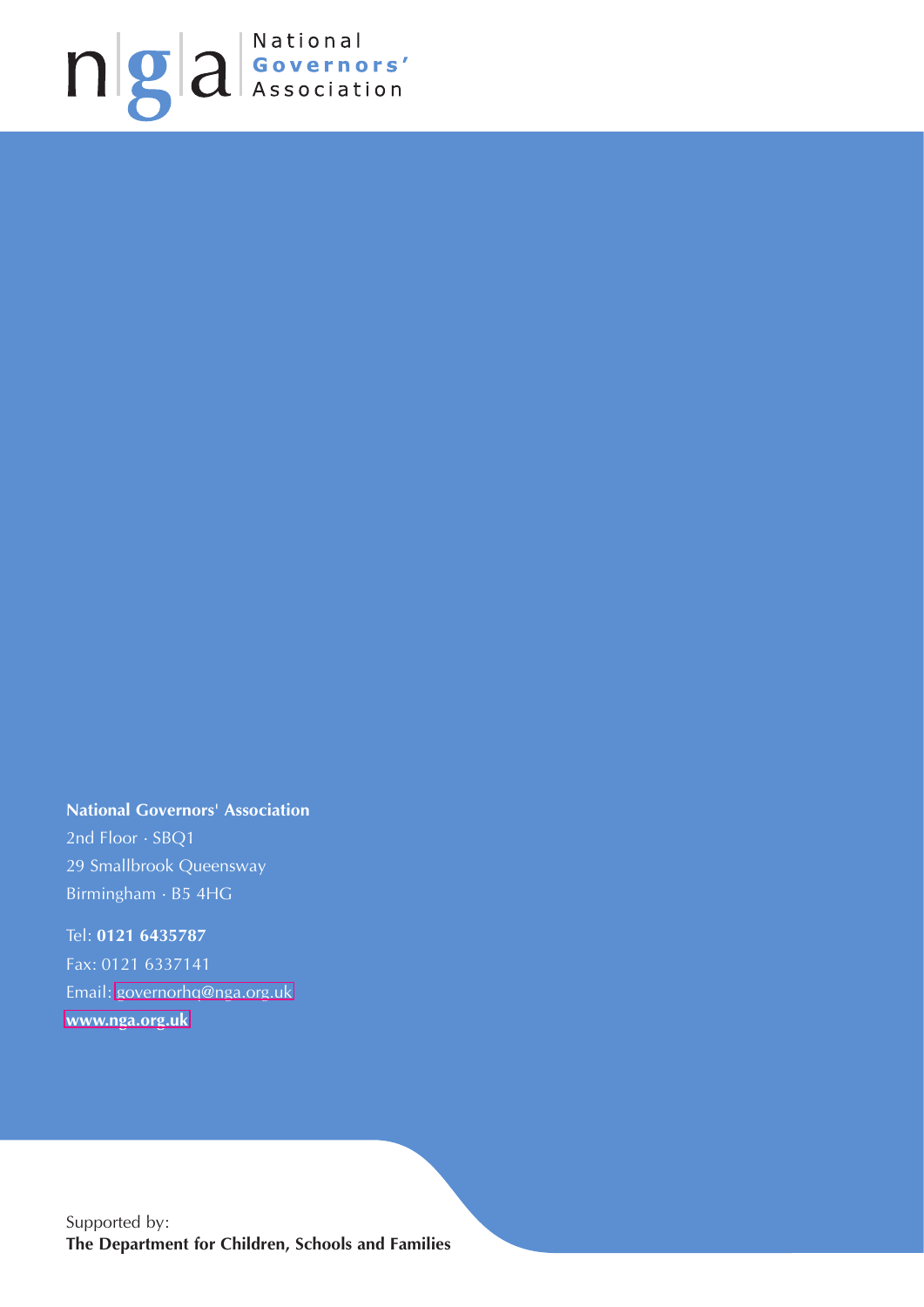National Governors' Association

**National Governors' Association**

2nd Floor · SBQ1

29 Smallbrook Queensway

Birmingham · B5 4HG

Tel: **0121 6435787**

Fax: 0121 6337141

Email: governorhq@nga.org.uk

**www.nga.org.uk**

Supported by:

**The Department for Children, Schools and Families**